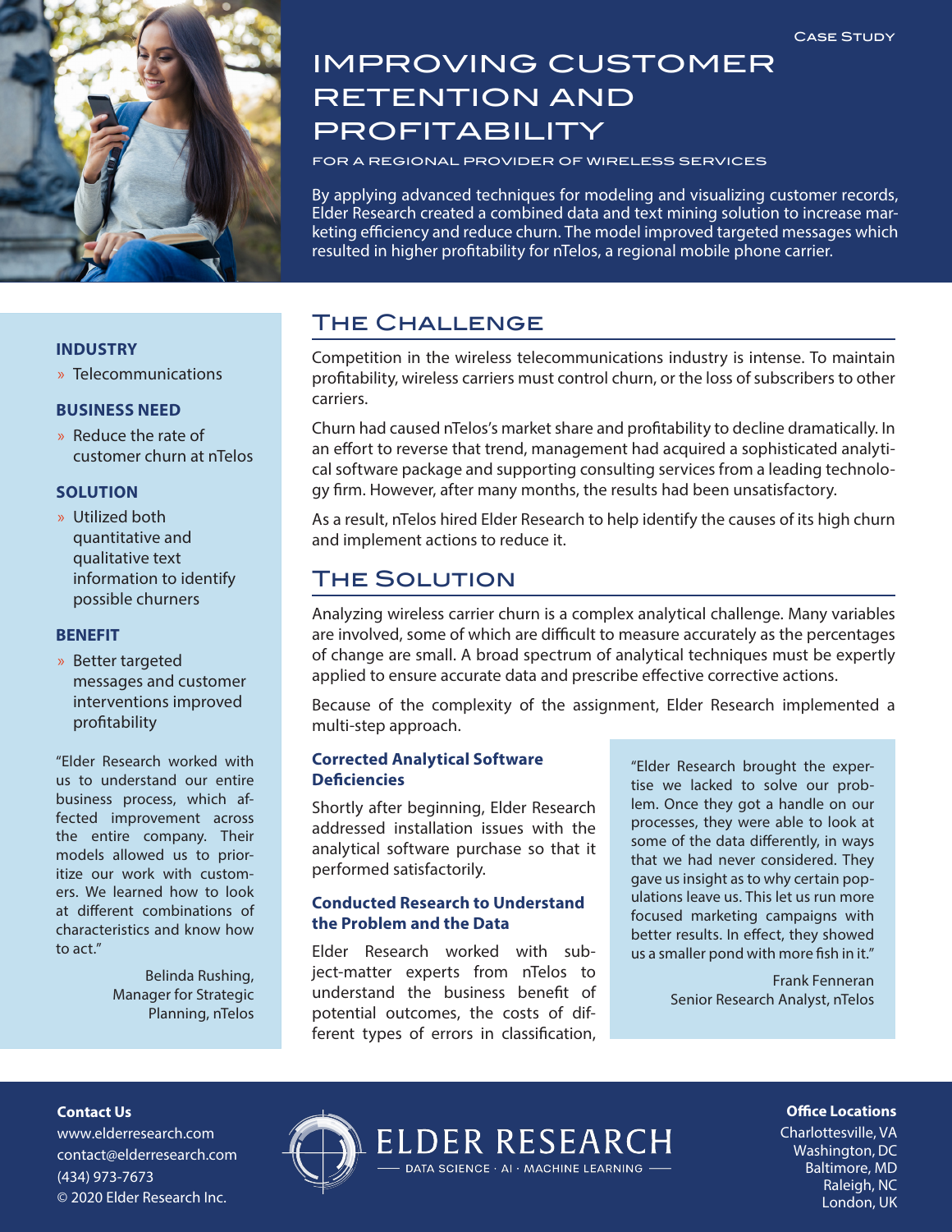Case Study

# IMPROVING CUSTOMER RETENTION AND PROFITABILITY

FOR A REGIONAL PROVIDER OF WIRELESS SERVICES

By applying advanced techniques for modeling and visualizing customer records, Elder Research created a combined data and text mining solution to increase marketing efficiency and reduce churn. The model improved targeted messages which resulted in higher profitability for nTelos, a regional mobile phone carrier.

**INDUSTRY**

- Telecommunications

**BUSINESS NEED**

- Reduce the rate of customer churn at nTelos

**SOLUTION**

- Utilized both quantitative and qualitative text information to identify possible churners

**BENEFIT**

- Better targeted messages and customer interventions improved profitability

"Elder Research worked with us to understand our entire business process, which affected improvement across the entire company. Their models allowed us to prioritize our work with customers. We learned how to look at different combinations of characteristics and know how to act."

Belinda Rushing,
Manager for Strategic Planning, nTelos

## The Challenge

Competition in the wireless telecommunications industry is intense. To maintain profitability, wireless carriers must control churn, or the loss of subscribers to other carriers.

Churn had caused nTelos's market share and profitability to decline dramatically. In an effort to reverse that trend, management had acquired a sophisticated analytical software package and supporting consulting services from a leading technology firm. However, after many months, the results had been unsatisfactory.

As a result, nTelos hired Elder Research to help identify the causes of its high churn and implement actions to reduce it.

## The Solution

Analyzing wireless carrier churn is a complex analytical challenge. Many variables are involved, some of which are difficult to measure accurately as the percentages of change are small. A broad spectrum of analytical techniques must be expertly applied to ensure accurate data and prescribe effective corrective actions.

Because of the complexity of the assignment, Elder Research implemented a multi-step approach.

### Corrected Analytical Software Deficiencies

Shortly after beginning, Elder Research addressed installation issues with the analytical software purchase so that it performed satisfactorily.

### Conducted Research to Understand the Problem and the Data

Elder Research worked with subject-matter experts from nTelos to understand the business benefit of potential outcomes, the costs of different types of errors in classification,

"Elder Research brought the expertise we lacked to solve our problem. Once they got a handle on our processes, they were able to look at some of the data differently, in ways that we had never considered. They gave us insight as to why certain populations leave us. This let us run more focused marketing campaigns with better results. In effect, they showed us a smaller pond with more fish in it."

Frank Fenneran
Senior Research Analyst, nTelos

**Contact Us**
www.elderresearch.com
contact@elderresearch.com
(434) 973-7673
© 2020 Elder Research Inc.

ELDER RESEARCH
DATA SCIENCE · AI · MACHINE LEARNING

**Office Locations**
Charlottesville, VA
Washington, DC
Baltimore, MD
Raleigh, NC
London, UK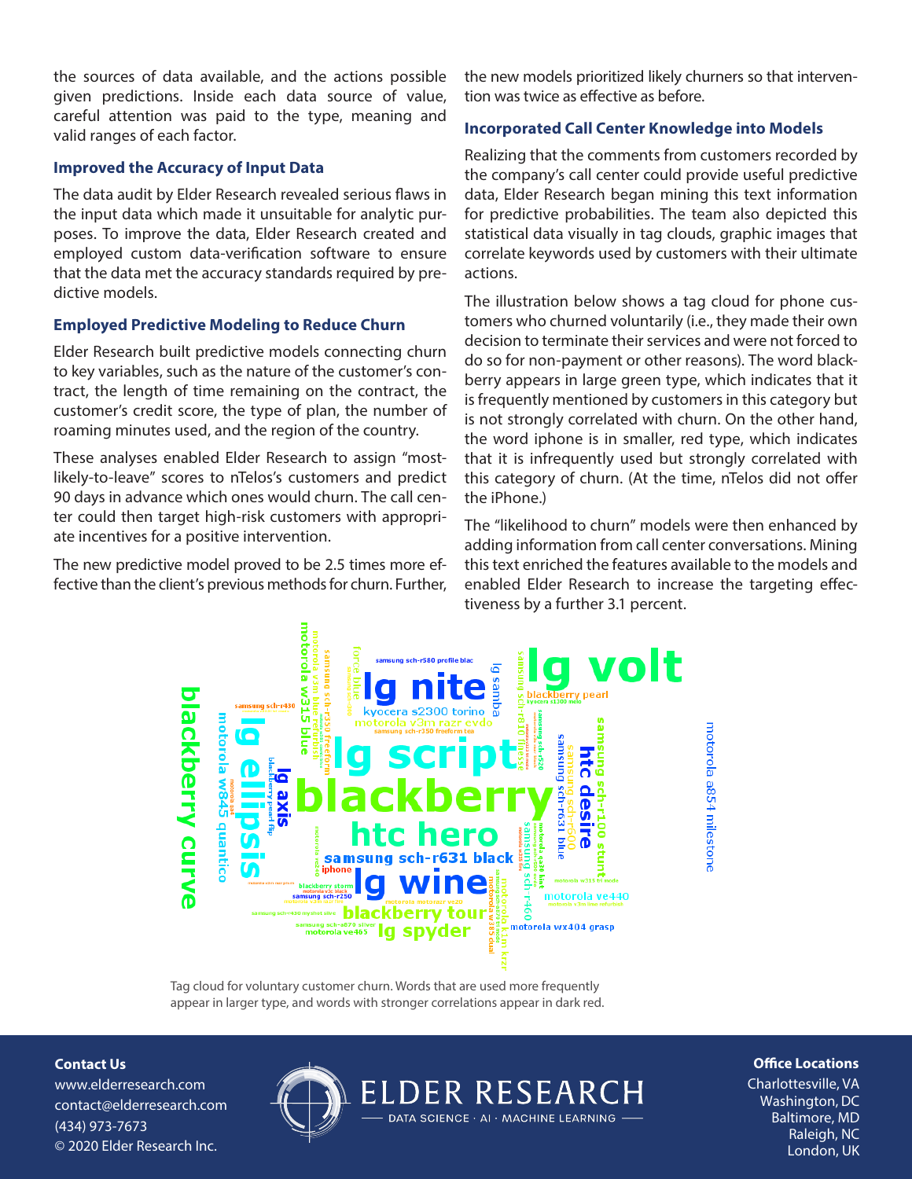the sources of data available, and the actions possible given predictions. Inside each data source of value, careful attention was paid to the type, meaning and valid ranges of each factor.

### Improved the Accuracy of Input Data

The data audit by Elder Research revealed serious flaws in the input data which made it unsuitable for analytic purposes. To improve the data, Elder Research created and employed custom data-verification software to ensure that the data met the accuracy standards required by predictive models.

### Employed Predictive Modeling to Reduce Churn

Elder Research built predictive models connecting churn to key variables, such as the nature of the customer's contract, the length of time remaining on the contract, the customer's credit score, the type of plan, the number of roaming minutes used, and the region of the country.

These analyses enabled Elder Research to assign "most-likely-to-leave" scores to nTelos's customers and predict 90 days in advance which ones would churn. The call center could then target high-risk customers with appropriate incentives for a positive intervention.

The new predictive model proved to be 2.5 times more effective than the client's previous methods for churn. Further, the new models prioritized likely churners so that intervention was twice as effective as before.

### Incorporated Call Center Knowledge into Models

Realizing that the comments from customers recorded by the company's call center could provide useful predictive data, Elder Research began mining this text information for predictive probabilities. The team also depicted this statistical data visually in tag clouds, graphic images that correlate keywords used by customers with their ultimate actions.

The illustration below shows a tag cloud for phone customers who churned voluntarily (i.e., they made their own decision to terminate their services and were not forced to do so for non-payment or other reasons). The word blackberry appears in large green type, which indicates that it is frequently mentioned by customers in this category but is not strongly correlated with churn. On the other hand, the word iphone is in smaller, red type, which indicates that it is infrequently used but strongly correlated with this category of churn. (At the time, nTelos did not offer the iPhone.)

The "likelihood to churn" models were then enhanced by adding information from call center conversations. Mining this text enriched the features available to the models and enabled Elder Research to increase the targeting effectiveness by a further 3.1 percent.

Tag cloud for voluntary customer churn. Words that are used more frequently appear in larger type, and words with stronger correlations appear in dark red.

**Contact Us**
www.elderresearch.com
contact@elderresearch.com
(434) 973-7673
© 2020 Elder Research Inc.

**Office Locations**
Charlottesville, VA
Washington, DC
Baltimore, MD
Raleigh, NC
London, UK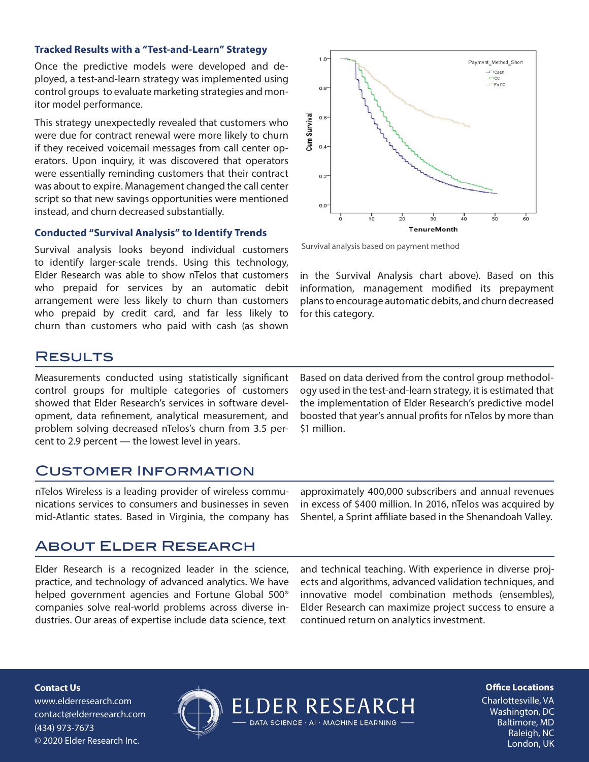### Tracked Results with a "Test-and-Learn" Strategy

Once the predictive models were developed and deployed, a test-and-learn strategy was implemented using control groups to evaluate marketing strategies and monitor model performance.

This strategy unexpectedly revealed that customers who were due for contract renewal were more likely to churn if they received voicemail messages from call center operators. Upon inquiry, it was discovered that operators were essentially reminding customers that their contract was about to expire. Management changed the call center script so that new savings opportunities were mentioned instead, and churn decreased substantially.

### Conducted "Survival Analysis" to Identify Trends

Survival analysis looks beyond individual customers to identify larger-scale trends. Using this technology, Elder Research was able to show nTelos that customers who prepaid for services by an automatic debit arrangement were less likely to churn than customers who prepaid by credit card, and far less likely to churn than customers who paid with cash (as shown in the Survival Analysis chart above). Based on this information, management modified its prepayment plans to encourage automatic debits, and churn decreased for this category.

Payment_Method_Short
Cash
CC
FixCC
Cum Survival
1.0
0.8
0.6
0.4
0.2
0.0
0
10
20
30
40
50
60
TenureMonth

Survival analysis based on payment method

## Results

Measurements conducted using statistically significant control groups for multiple categories of customers showed that Elder Research's services in software development, data refinement, analytical measurement, and problem solving decreased nTelos's churn from 3.5 percent to 2.9 percent — the lowest level in years.

Based on data derived from the control group methodology used in the test-and-learn strategy, it is estimated that the implementation of Elder Research's predictive model boosted that year's annual profits for nTelos by more than $1 million.

## Customer Information

nTelos Wireless is a leading provider of wireless communications services to consumers and businesses in seven mid-Atlantic states. Based in Virginia, the company has approximately 400,000 subscribers and annual revenues in excess of $400 million. In 2016, nTelos was acquired by Shentel, a Sprint affiliate based in the Shenandoah Valley.

## About Elder Research

Elder Research is a recognized leader in the science, practice, and technology of advanced analytics. We have helped government agencies and Fortune Global 500® companies solve real-world problems across diverse industries. Our areas of expertise include data science, text and technical teaching. With experience in diverse projects and algorithms, advanced validation techniques, and innovative model combination methods (ensembles), Elder Research can maximize project success to ensure a continued return on analytics investment.

**Contact Us**
www.elderresearch.com
contact@elderresearch.com
(434) 973-7673
© 2020 Elder Research Inc.

ELDER RESEARCH
DATA SCIENCE · AI · MACHINE LEARNING

**Office Locations**
Charlottesville, VA
Washington, DC
Baltimore, MD
Raleigh, NC
London, UK